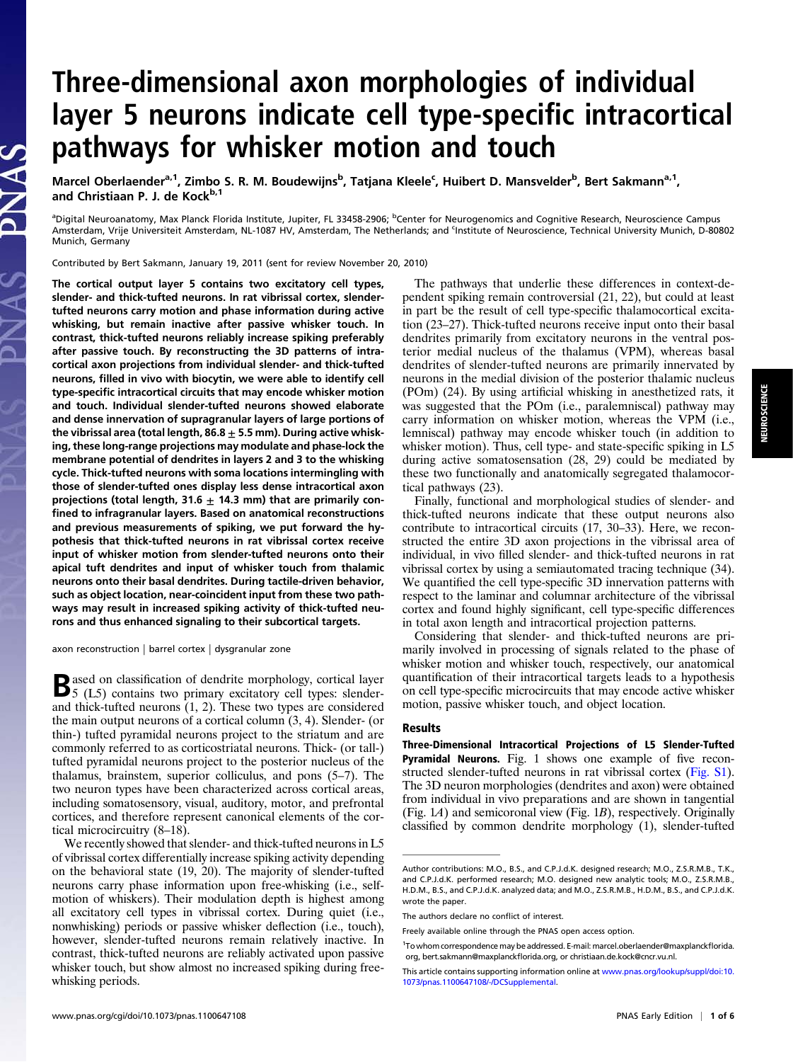# Three-dimensional axon morphologies of individual layer 5 neurons indicate cell type-specific intracortical pathways for whisker motion and touch

Marcel Oberlaender[a,1], Zimbo S. R. M. Boudewijns[b], Tatjana Kleele[c], Huibert D. Mansvelder[b], Bert Sakmann[a,1], and Christiaan P. J. de Kock[b,1]

[a]Digital Neuroanatomy, Max Planck Florida Institute, Jupiter, FL 33458-2906; [b]Center for Neurogenomics and Cognitive Research, Neuroscience Campus Amsterdam, Vrije Universiteit Amsterdam, NL-1087 HV, Amsterdam, The Netherlands; and [c]Institute of Neuroscience, Technical University Munich, D-80802 Munich, Germany

Contributed by Bert Sakmann, January 19, 2011 (sent for review November 20, 2010)

**The cortical output layer 5 contains two excitatory cell types, slender- and thick-tufted neurons. In rat vibrissal cortex, slender-tufted neurons carry motion and phase information during active whisking, but remain inactive after passive whisker touch. In contrast, thick-tufted neurons reliably increase spiking preferably after passive touch. By reconstructing the 3D patterns of intracortical axon projections from individual slender- and thick-tufted neurons, filled in vivo with biocytin, we were able to identify cell type-specific intracortical circuits that may encode whisker motion and touch. Individual slender-tufted neurons showed elaborate and dense innervation of supragranular layers of large portions of the vibrissal area (total length, 86.8 ± 5.5 mm). During active whisking, these long-range projections may modulate and phase-lock the membrane potential of dendrites in layers 2 and 3 to the whisking cycle. Thick-tufted neurons with soma locations intermingling with those of slender-tufted ones display less dense intracortical axon projections (total length, 31.6 ± 14.3 mm) that are primarily confined to infragranular layers. Based on anatomical reconstructions and previous measurements of spiking, we put forward the hypothesis that thick-tufted neurons in rat vibrissal cortex receive input of whisker motion from slender-tufted neurons onto their apical tuft dendrites and input of whisker touch from thalamic neurons onto their basal dendrites. During tactile-driven behavior, such as object location, near-coincident input from these two pathways may result in increased spiking activity of thick-tufted neurons and thus enhanced signaling to their subcortical targets.**

axon reconstruction | barrel cortex | dysgranular zone

Based on classification of dendrite morphology, cortical layer 5 (L5) contains two primary excitatory cell types: slender- and thick-tufted neurons (1, 2). These two types are considered the main output neurons of a cortical column (3, 4). Slender- (or thin-) tufted pyramidal neurons project to the striatum and are commonly referred to as corticostriatal neurons. Thick- (or tall-) tufted pyramidal neurons project to the posterior nucleus of the thalamus, brainstem, superior colliculus, and pons (5–7). The two neuron types have been characterized across cortical areas, including somatosensory, visual, auditory, motor, and prefrontal cortices, and therefore represent canonical elements of the cortical microcircuitry (8–18).

We recently showed that slender- and thick-tufted neurons in L5 of vibrissal cortex differentially increase spiking activity depending on the behavioral state (19, 20). The majority of slender-tufted neurons carry phase information upon free-whisking (i.e., self-motion of whiskers). Their modulation depth is highest among all excitatory cell types in vibrissal cortex. During quiet (i.e., nonwhisking) periods or passive whisker deflection (i.e., touch), however, slender-tufted neurons remain relatively inactive. In contrast, thick-tufted neurons are reliably activated upon passive whisker touch, but show almost no increased spiking during free-whisking periods.

The pathways that underlie these differences in context-dependent spiking remain controversial (21, 22), but could at least in part be the result of cell type-specific thalamocortical excitation (23–27). Thick-tufted neurons receive input onto their basal dendrites primarily from excitatory neurons in the ventral posterior medial nucleus of the thalamus (VPM), whereas basal dendrites of slender-tufted neurons are primarily innervated by neurons in the medial division of the posterior thalamic nucleus (POm) (24). By using artificial whisking in anesthetized rats, it was suggested that the POm (i.e., paralemniscal) pathway may carry information on whisker motion, whereas the VPM (i.e., lemniscal) pathway may encode whisker touch (in addition to whisker motion). Thus, cell type- and state-specific spiking in L5 during active somatosensation (28, 29) could be mediated by these two functionally and anatomically segregated thalamocortical pathways (23).

Finally, functional and morphological studies of slender- and thick-tufted neurons indicate that these output neurons also contribute to intracortical circuits (17, 30–33). Here, we reconstructed the entire 3D axon projections in the vibrissal area of individual, in vivo filled slender- and thick-tufted neurons in rat vibrissal cortex by using a semiautomated tracing technique (34). We quantified the cell type-specific 3D innervation patterns with respect to the laminar and columnar architecture of the vibrissal cortex and found highly significant, cell type-specific differences in total axon length and intracortical projection patterns.

Considering that slender- and thick-tufted neurons are primarily involved in processing of signals related to the phase of whisker motion and whisker touch, respectively, our anatomical quantification of their intracortical targets leads to a hypothesis on cell type-specific microcircuits that may encode active whisker motion, passive whisker touch, and object location.

## Results

**Three-Dimensional Intracortical Projections of L5 Slender-Tufted Pyramidal Neurons.** Fig. 1 shows one example of five reconstructed slender-tufted neurons in rat vibrissal cortex (Fig. S1). The 3D neuron morphologies (dendrites and axon) were obtained from individual in vivo preparations and are shown in tangential (Fig. 1*A*) and semicoronal view (Fig. 1*B*), respectively. Originally classified by common dendrite morphology (1), slender-tufted

Author contributions: M.O., B.S., and C.P.J.d.K. designed research; M.O., Z.S.R.M.B., T.K., and C.P.J.d.K. performed research; M.O. designed new analytic tools; M.O., Z.S.R.M.B., H.D.M., B.S., and C.P.J.d.K. analyzed data; and M.O., Z.S.R.M.B., H.D.M., B.S., and C.P.J.d.K. wrote the paper.

The authors declare no conflict of interest.

Freely available online through the PNAS open access option.

[1]To whom correspondence may be addressed. E-mail: marcel.oberlaender@maxplanckflorida.org, bert.sakmann@maxplanckflorida.org, or christiaan.de.kock@cncr.vu.nl.

This article contains supporting information online at www.pnas.org/lookup/suppl/doi:10.1073/pnas.1100647108/-/DCSupplemental.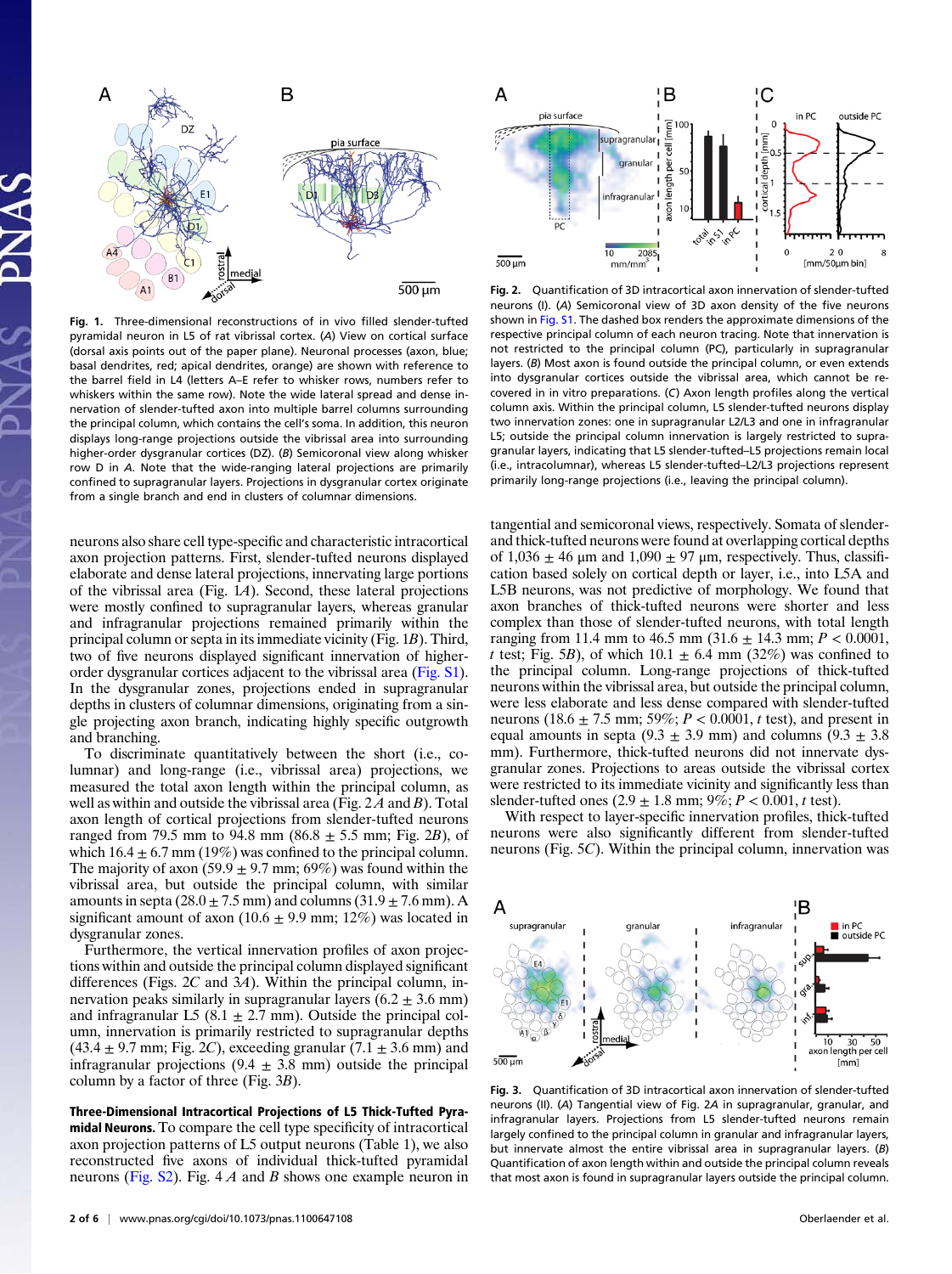**Fig. 1.** Three-dimensional reconstructions of in vivo filled slender-tufted pyramidal neuron in L5 of rat vibrissal cortex. (*A*) View on cortical surface (dorsal axis points out of the paper plane). Neuronal processes (axon, blue; basal dendrites, red; apical dendrites, orange) are shown with reference to the barrel field in L4 (letters A–E refer to whisker rows, numbers refer to whiskers within the same row). Note the wide lateral spread and dense innervation of slender-tufted axon into multiple barrel columns surrounding the principal column, which contains the cell's soma. In addition, this neuron displays long-range projections outside the vibrissal area into surrounding higher-order dysgranular cortices (DZ). (*B*) Semicoronal view along whisker row D in *A*. Note that the wide-ranging lateral projections are primarily confined to supragranular layers. Projections in dysgranular cortex originate from a single branch and end in clusters of columnar dimensions.

**Fig. 2.** Quantification of 3D intracortical axon innervation of slender-tufted neurons (I). (*A*) Semicoronal view of 3D axon density of the five neurons shown in Fig. S1. The dashed box renders the approximate dimensions of the respective principal column of each neuron tracing. Note that innervation is not restricted to the principal column (PC), particularly in supragranular layers. (*B*) Most axon is found outside the principal column, or even extends into dysgranular cortices outside the vibrissal area, which cannot be recovered in in vitro preparations. (*C*) Axon length profiles along the vertical column axis. Within the principal column, L5 slender-tufted neurons display two innervation zones: one in supragranular L2/L3 and one in infragranular L5; outside the principal column innervation is largely restricted to supragranular layers, indicating that L5 slender-tufted–L5 projections remain local (i.e., intracolumnar), whereas L5 slender-tufted–L2/L3 projections represent primarily long-range projections (i.e., leaving the principal column).

neurons also share cell type-specific and characteristic intracortical axon projection patterns. First, slender-tufted neurons displayed elaborate and dense lateral projections, innervating large portions of the vibrissal area (Fig. 1*A*). Second, these lateral projections were mostly confined to supragranular layers, whereas granular and infragranular projections remained primarily within the principal column or septa in its immediate vicinity (Fig. 1*B*). Third, two of five neurons displayed significant innervation of higher-order dysgranular cortices adjacent to the vibrissal area (Fig. S1). In the dysgranular zones, projections ended in supragranular depths in clusters of columnar dimensions, originating from a single projecting axon branch, indicating highly specific outgrowth and branching.

To discriminate quantitatively between the short (i.e., columnar) and long-range (i.e., vibrissal area) projections, we measured the total axon length within the principal column, as well as within and outside the vibrissal area (Fig. 2 *A* and *B*). Total axon length of cortical projections from slender-tufted neurons ranged from 79.5 mm to 94.8 mm (86.8 ± 5.5 mm; Fig. 2*B*), of which 16.4 ± 6.7 mm (19%) was confined to the principal column. The majority of axon (59.9 ± 9.7 mm; 69%) was found within the vibrissal area, but outside the principal column, with similar amounts in septa (28.0 ± 7.5 mm) and columns (31.9 ± 7.6 mm). A significant amount of axon (10.6 ± 9.9 mm; 12%) was located in dysgranular zones.

Furthermore, the vertical innervation profiles of axon projections within and outside the principal column displayed significant differences (Figs. 2*C* and 3*A*). Within the principal column, innervation peaks similarly in supragranular layers (6.2 ± 3.6 mm) and infragranular L5 (8.1 ± 2.7 mm). Outside the principal column, innervation is primarily restricted to supragranular depths (43.4 ± 9.7 mm; Fig. 2*C*), exceeding granular (7.1 ± 3.6 mm) and infragranular projections (9.4 ± 3.8 mm) outside the principal column by a factor of three (Fig. 3*B*).

**Three-Dimensional Intracortical Projections of L5 Thick-Tufted Pyramidal Neurons.** To compare the cell type specificity of intracortical axon projection patterns of L5 output neurons (Table 1), we also reconstructed five axons of individual thick-tufted pyramidal neurons (Fig. S2). Fig. 4 *A* and *B* shows one example neuron in tangential and semicoronal views, respectively. Somata of slender- and thick-tufted neurons were found at overlapping cortical depths of 1,036 ± 46 µm and 1,090 ± 97 µm, respectively. Thus, classification based solely on cortical depth or layer, i.e., into L5A and L5B neurons, was not predictive of morphology. We found that axon branches of thick-tufted neurons were shorter and less complex than those of slender-tufted neurons, with total length ranging from 11.4 mm to 46.5 mm (31.6 ± 14.3 mm; $P < 0.0001$, *t* test; Fig. 5*B*), of which 10.1 ± 6.4 mm (32%) was confined to the principal column. Long-range projections of thick-tufted neurons within the vibrissal area, but outside the principal column, were less elaborate and less dense compared with slender-tufted neurons (18.6 ± 7.5 mm; 59%; $P < 0.0001$, *t* test), and present in equal amounts in septa (9.3 ± 3.9 mm) and columns (9.3 ± 3.8 mm). Furthermore, thick-tufted neurons did not innervate dysgranular zones. Projections to areas outside the vibrissal cortex were restricted to its immediate vicinity and significantly less than slender-tufted ones (2.9 ± 1.8 mm; 9%; $P < 0.001$, *t* test).

With respect to layer-specific innervation profiles, thick-tufted neurons were also significantly different from slender-tufted neurons (Fig. 5*C*). Within the principal column, innervation was

**Fig. 3.** Quantification of 3D intracortical axon innervation of slender-tufted neurons (II). (*A*) Tangential view of Fig. 2*A* in supragranular, granular, and infragranular layers. Projections from L5 slender-tufted neurons remain largely confined to the principal column in granular and infragranular layers, but innervate almost the entire vibrissal area in supragranular layers. (*B*) Quantification of axon length within and outside the principal column reveals that most axon is found in supragranular layers outside the principal column.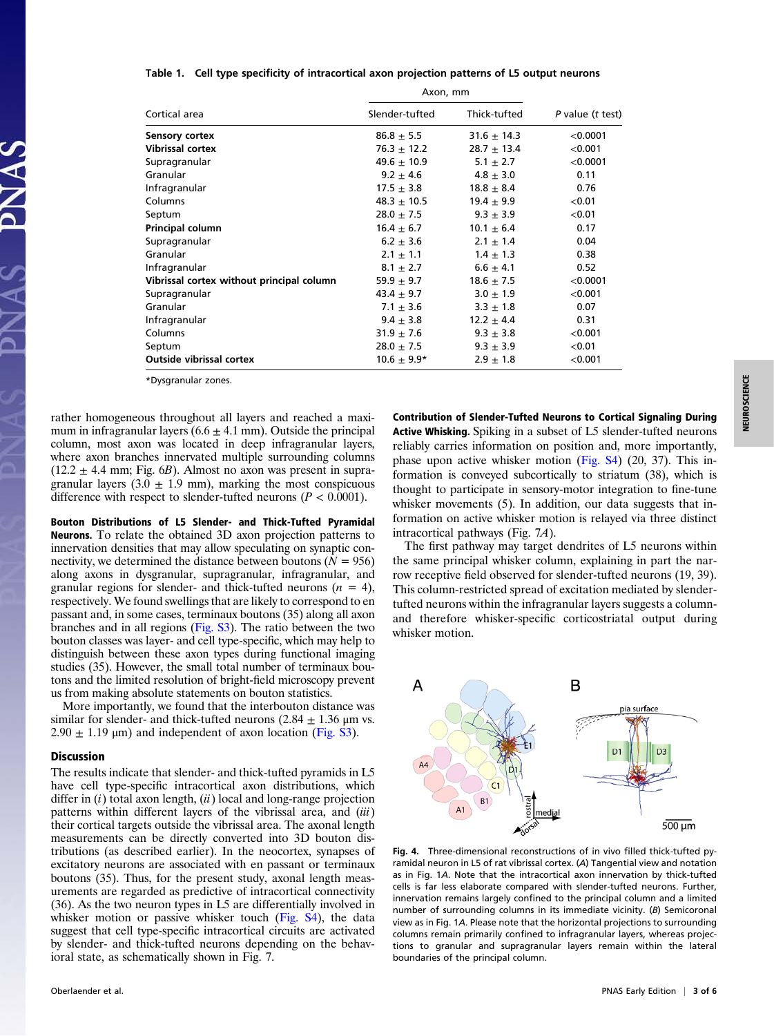Table 1. Cell type specificity of intracortical axon projection patterns of L5 output neurons

| Cortical area | Axon, mm | | P value (t test) |
|---|---|---|---|
| | Slender-tufted | Thick-tufted | |
| **Sensory cortex** | 86.8 ± 5.5 | 31.6 ± 14.3 | <0.0001 |
| **Vibrissal cortex** | 76.3 ± 12.2 | 28.7 ± 13.4 | <0.001 |
| Supragranular | 49.6 ± 10.9 | 5.1 ± 2.7 | <0.0001 |
| Granular | 9.2 ± 4.6 | 4.8 ± 3.0 | 0.11 |
| Infragranular | 17.5 ± 3.8 | 18.8 ± 8.4 | 0.76 |
| Columns | 48.3 ± 10.5 | 19.4 ± 9.9 | <0.01 |
| Septum | 28.0 ± 7.5 | 9.3 ± 3.9 | <0.01 |
| **Principal column** | 16.4 ± 6.7 | 10.1 ± 6.4 | 0.17 |
| Supragranular | 6.2 ± 3.6 | 2.1 ± 1.4 | 0.04 |
| Granular | 2.1 ± 1.1 | 1.4 ± 1.3 | 0.38 |
| Infragranular | 8.1 ± 2.7 | 6.6 ± 4.1 | 0.52 |
| **Vibrissal cortex without principal column** | 59.9 ± 9.7 | 18.6 ± 7.5 | <0.0001 |
| Supragranular | 43.4 ± 9.7 | 3.0 ± 1.9 | <0.001 |
| Granular | 7.1 ± 3.6 | 3.3 ± 1.8 | 0.07 |
| Infragranular | 9.4 ± 3.8 | 12.2 ± 4.4 | 0.31 |
| Columns | 31.9 ± 7.6 | 9.3 ± 3.8 | <0.001 |
| Septum | 28.0 ± 7.5 | 9.3 ± 3.9 | <0.01 |
| **Outside vibrissal cortex** | 10.6 ± 9.9* | 2.9 ± 1.8 | <0.001 |

*Dysgranular zones.

rather homogeneous throughout all layers and reached a maximum in infragranular layers (6.6 ± 4.1 mm). Outside the principal column, most axon was located in deep infragranular layers, where axon branches innervated multiple surrounding columns (12.2 ± 4.4 mm; Fig. 6*B*). Almost no axon was present in supragranular layers (3.0 ± 1.9 mm), marking the most conspicuous difference with respect to slender-tufted neurons ($P < 0.0001$).

**Bouton Distributions of L5 Slender- and Thick-Tufted Pyramidal Neurons.** To relate the obtained 3D axon projection patterns to innervation densities that may allow speculating on synaptic connectivity, we determined the distance between boutons ($N = 956$) along axons in dysgranular, supragranular, infragranular, and granular regions for slender- and thick-tufted neurons ($n = 4$), respectively. We found swellings that are likely to correspond to en passant and, in some cases, terminaux boutons (35) along all axon branches and in all regions (Fig. S3). The ratio between the two bouton classes was layer- and cell type-specific, which may help to distinguish between these axon types during functional imaging studies (35). However, the small total number of terminaux boutons and the limited resolution of bright-field microscopy prevent us from making absolute statements on bouton statistics.

More importantly, we found that the interbouton distance was similar for slender- and thick-tufted neurons (2.84 ± 1.36 µm vs. 2.90 ± 1.19 µm) and independent of axon location (Fig. S3).

## Discussion

The results indicate that slender- and thick-tufted pyramids in L5 have cell type-specific intracortical axon distributions, which differ in (*i*) total axon length, (*ii*) local and long-range projection patterns within different layers of the vibrissal area, and (*iii*) their cortical targets outside the vibrissal area. The axonal length measurements can be directly converted into 3D bouton distributions (as described earlier). In the neocortex, synapses of excitatory neurons are associated with en passant or terminaux boutons (35). Thus, for the present study, axonal length measurements are regarded as predictive of intracortical connectivity (36). As the two neuron types in L5 are differentially involved in whisker motion or passive whisker touch (Fig. S4), the data suggest that cell type-specific intracortical circuits are activated by slender- and thick-tufted neurons depending on the behavioral state, as schematically shown in Fig. 7.

**Contribution of Slender-Tufted Neurons to Cortical Signaling During Active Whisking.** Spiking in a subset of L5 slender-tufted neurons reliably carries information on position and, more importantly, phase upon active whisker motion (Fig. S4) (20, 37). This information is conveyed subcortically to striatum (38), which is thought to participate in sensory-motor integration to fine-tune whisker movements (5). In addition, our data suggests that information on active whisker motion is relayed via three distinct intracortical pathways (Fig. 7*A*).

The first pathway may target dendrites of L5 neurons within the same principal whisker column, explaining in part the narrow receptive field observed for slender-tufted neurons (19, 39). This column-restricted spread of excitation mediated by slender-tufted neurons within the infragranular layers suggests a column-and therefore whisker-specific corticostriatal output during whisker motion.

**Fig. 4.** Three-dimensional reconstructions of in vivo filled thick-tufted pyramidal neuron in L5 of rat vibrissal cortex. (*A*) Tangential view and notation as in Fig. 1*A*. Note that the intracortical axon innervation by thick-tufted cells is far less elaborate compared with slender-tufted neurons. Further, innervation remains largely confined to the principal column and a limited number of surrounding columns in its immediate vicinity. (*B*) Semicoronal view as in Fig. 1*A*. Please note that the horizontal projections to surrounding columns remain primarily confined to infragranular layers, whereas projections to granular and supragranular layers remain within the lateral boundaries of the principal column.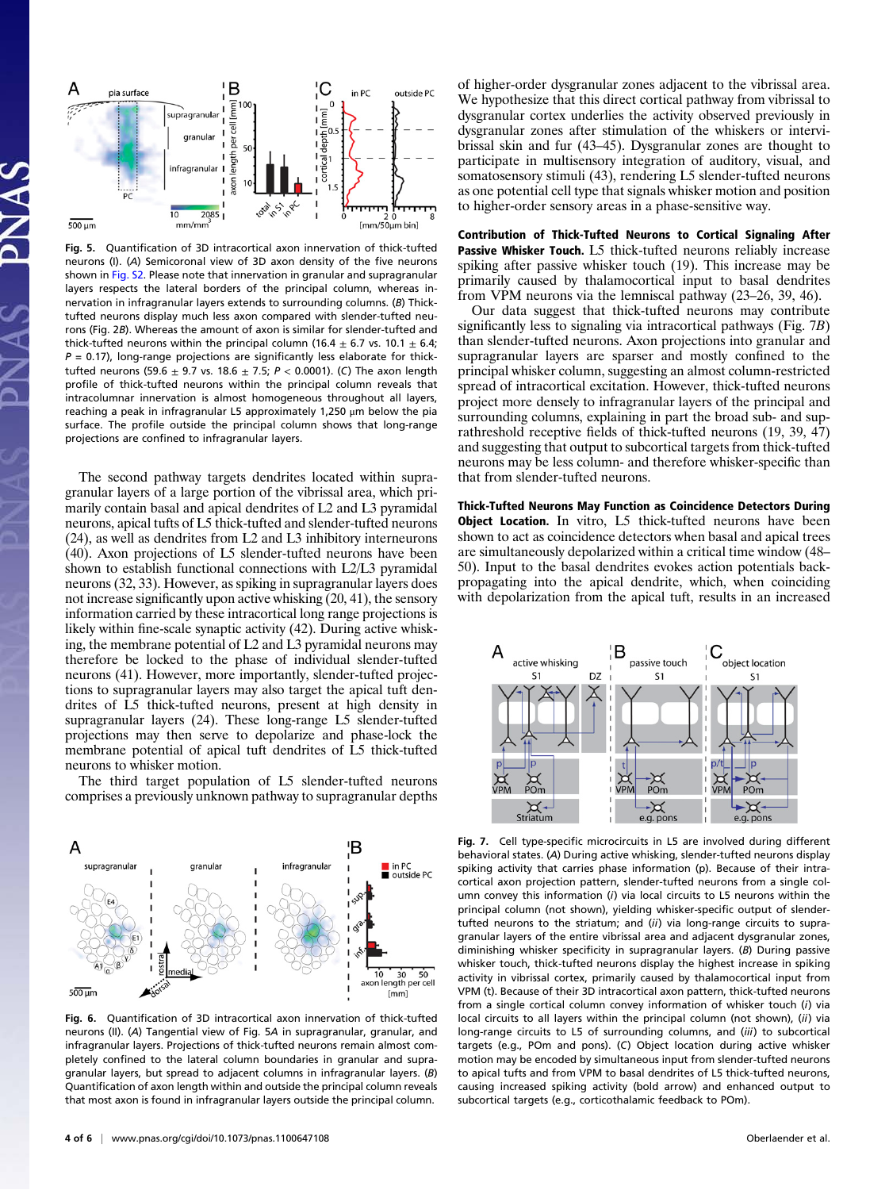**Fig. 5.** Quantification of 3D intracortical axon innervation of thick-tufted neurons (I). (*A*) Semicoronal view of 3D axon density of the five neurons shown in Fig. S2. Please note that innervation in granular and supragranular layers respects the lateral borders of the principal column, whereas innervation in infragranular layers extends to surrounding columns. (*B*) Thick-tufted neurons display much less axon compared with slender-tufted neurons (Fig. 2*B*). Whereas the amount of axon is similar for slender-tufted and thick-tufted neurons within the principal column (16.4 ± 6.7 vs. 10.1 ± 6.4; $P = 0.17$), long-range projections are significantly less elaborate for thick-tufted neurons (59.6 ± 9.7 vs. 18.6 ± 7.5; $P < 0.0001$). (*C*) The axon length profile of thick-tufted neurons within the principal column reveals that intracolumnar innervation is almost homogeneous throughout all layers, reaching a peak in infragranular L5 approximately 1,250 μm below the pia surface. The profile outside the principal column shows that long-range projections are confined to infragranular layers.

The second pathway targets dendrites located within supragranular layers of a large portion of the vibrissal area, which primarily contain basal and apical dendrites of L2 and L3 pyramidal neurons, apical tufts of L5 thick-tufted and slender-tufted neurons (24), as well as dendrites from L2 and L3 inhibitory interneurons (40). Axon projections of L5 slender-tufted neurons have been shown to establish functional connections with L2/L3 pyramidal neurons (32, 33). However, as spiking in supragranular layers does not increase significantly upon active whisking (20, 41), the sensory information carried by these intracortical long range projections is likely within fine-scale synaptic activity (42). During active whisking, the membrane potential of L2 and L3 pyramidal neurons may therefore be locked to the phase of individual slender-tufted neurons (41). However, more importantly, slender-tufted projections to supragranular layers may also target the apical tuft dendrites of L5 thick-tufted neurons, present at high density in supragranular layers (24). These long-range L5 slender-tufted projections may then serve to depolarize and phase-lock the membrane potential of apical tuft dendrites of L5 thick-tufted neurons to whisker motion.

The third target population of L5 slender-tufted neurons comprises a previously unknown pathway to supragranular depths of higher-order dysgranular zones adjacent to the vibrissal area. We hypothesize that this direct cortical pathway from vibrissal to dysgranular cortex underlies the activity observed previously in dysgranular zones after stimulation of the whiskers or intervibrissal skin and fur (43–45). Dysgranular zones are thought to participate in multisensory integration of auditory, visual, and somatosensory stimuli (43), rendering L5 slender-tufted neurons as one potential cell type that signals whisker motion and position to higher-order sensory areas in a phase-sensitive way.

**Fig. 6.** Quantification of 3D intracortical axon innervation of thick-tufted neurons (II). (*A*) Tangential view of Fig. 5*A* in supragranular, granular, and infragranular layers. Projections of thick-tufted neurons remain almost completely confined to the lateral column boundaries in granular and supragranular layers, but spread to adjacent columns in infragranular layers. (*B*) Quantification of axon length within and outside the principal column reveals that most axon is found in infragranular layers outside the principal column.

**Contribution of Thick-Tufted Neurons to Cortical Signaling After Passive Whisker Touch.** L5 thick-tufted neurons reliably increase spiking after passive whisker touch (19). This increase may be primarily caused by thalamocortical input to basal dendrites from VPM neurons via the lemniscal pathway (23–26, 39, 46).

Our data suggest that thick-tufted neurons may contribute significantly less to signaling via intracortical pathways (Fig. 7*B*) than slender-tufted neurons. Axon projections into granular and supragranular layers are sparser and mostly confined to the principal whisker column, suggesting an almost column-restricted spread of intracortical excitation. However, thick-tufted neurons project more densely to infragranular layers of the principal and surrounding columns, explaining in part the broad sub- and suprathreshold receptive fields of thick-tufted neurons (19, 39, 47) and suggesting that output to subcortical targets from thick-tufted neurons may be less column- and therefore whisker-specific than that from slender-tufted neurons.

**Thick-Tufted Neurons May Function as Coincidence Detectors During Object Location.** In vitro, L5 thick-tufted neurons have been shown to act as coincidence detectors when basal and apical trees are simultaneously depolarized within a critical time window (48–50). Input to the basal dendrites evokes action potentials backpropagating into the apical dendrite, which, when coinciding with depolarization from the apical tuft, results in an increased

**Fig. 7.** Cell type-specific microcircuits in L5 are involved during different behavioral states. (*A*) During active whisking, slender-tufted neurons display spiking activity that carries phase information (p). Because of their intracortical axon projection pattern, slender-tufted neurons from a single column convey this information (*i*) via local circuits to L5 neurons within the principal column (not shown), yielding whisker-specific output of slender-tufted neurons to the striatum; and (*ii*) via long-range circuits to supragranular layers of the entire vibrissal area and adjacent dysgranular zones, diminishing whisker specificity in supragranular layers. (*B*) During passive whisker touch, thick-tufted neurons display the highest increase in spiking activity in vibrissal cortex, primarily caused by thalamocortical input from VPM (t). Because of their 3D intracortical axon pattern, thick-tufted neurons from a single cortical column convey information of whisker touch (*i*) via local circuits to all layers within the principal column (not shown), (*ii*) via long-range circuits to L5 of surrounding columns, and (*iii*) to subcortical targets (e.g., POm and pons). (*C*) Object location during active whisker motion may be encoded by simultaneous input from slender-tufted neurons to apical tufts and from VPM to basal dendrites of L5 thick-tufted neurons, causing increased spiking activity (bold arrow) and enhanced output to subcortical targets (e.g., corticothalamic feedback to POm).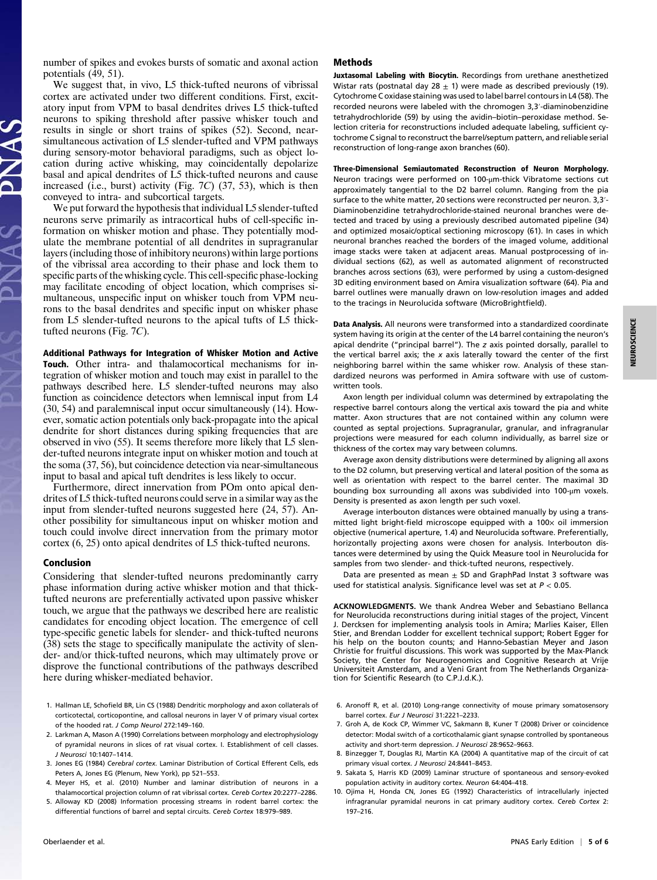number of spikes and evokes bursts of somatic and axonal action potentials (49, 51).

We suggest that, in vivo, L5 thick-tufted neurons of vibrissal cortex are activated under two different conditions. First, excitatory input from VPM to basal dendrites drives L5 thick-tufted neurons to spiking threshold after passive whisker touch and results in single or short trains of spikes (52). Second, near-simultaneous activation of L5 slender-tufted and VPM pathways during sensory-motor behavioral paradigms, such as object location during active whisking, may coincidentally depolarize basal and apical dendrites of L5 thick-tufted neurons and cause increased (i.e., burst) activity (Fig. 7*C*) (37, 53), which is then conveyed to intra- and subcortical targets.

We put forward the hypothesis that individual L5 slender-tufted neurons serve primarily as intracortical hubs of cell-specific information on whisker motion and phase. They potentially modulate the membrane potential of all dendrites in supragranular layers (including those of inhibitory neurons) within large portions of the vibrissal area according to their phase and lock them to specific parts of the whisking cycle. This cell-specific phase-locking may facilitate encoding of object location, which comprises simultaneous, unspecific input on whisker touch from VPM neurons to the basal dendrites and specific input on whisker phase from L5 slender-tufted neurons to the apical tufts of L5 thick-tufted neurons (Fig. 7*C*).

**Additional Pathways for Integration of Whisker Motion and Active Touch.** Other intra- and thalamocortical mechanisms for integration of whisker motion and touch may exist in parallel to the pathways described here. L5 slender-tufted neurons may also function as coincidence detectors when lemniscal input from L4 (30, 54) and paralemniscal input occur simultaneously (14). However, somatic action potentials only back-propagate into the apical dendrite for short distances during spiking frequencies that are observed in vivo (55). It seems therefore more likely that L5 slender-tufted neurons integrate input on whisker motion and touch at the soma (37, 56), but coincidence detection via near-simultaneous input to basal and apical tuft dendrites is less likely to occur.

Furthermore, direct innervation from POm onto apical dendrites of L5 thick-tufted neurons could serve in a similar way as the input from slender-tufted neurons suggested here (24, 57). Another possibility for simultaneous input on whisker motion and touch could involve direct innervation from the primary motor cortex (6, 25) onto apical dendrites of L5 thick-tufted neurons.

## Conclusion

Considering that slender-tufted neurons predominantly carry phase information during active whisker motion and that thick-tufted neurons are preferentially activated upon passive whisker touch, we argue that the pathways we described here are realistic candidates for encoding object location. The emergence of cell type-specific genetic labels for slender- and thick-tufted neurons (38) sets the stage to specifically manipulate the activity of slender- and/or thick-tufted neurons, which may ultimately prove or disprove the functional contributions of the pathways described here during whisker-mediated behavior.

## Methods

**Juxtasomal Labeling with Biocytin.** Recordings from urethane anesthetized Wistar rats (postnatal day 28 $\pm$ 1) were made as described previously (19). Cytochrome C oxidase staining was used to label barrel contours in L4 (58). The recorded neurons were labeled with the chromogen 3,3′-diaminobenzidine tetrahydrochloride (59) by using the avidin–biotin–peroxidase method. Selection criteria for reconstructions included adequate labeling, sufficient cytochrome C signal to reconstruct the barrel/septum pattern, and reliable serial reconstruction of long-range axon branches (60).

**Three-Dimensional Semiautomated Reconstruction of Neuron Morphology.** Neuron tracings were performed on 100-μm-thick Vibratome sections cut approximately tangential to the D2 barrel column. Ranging from the pia surface to the white matter, 20 sections were reconstructed per neuron. 3,3′-Diaminobenzidine tetrahydrochloride-stained neuronal branches were detected and traced by using a previously described automated pipeline (34) and optimized mosaic/optical sectioning microscopy (61). In cases in which neuronal branches reached the borders of the imaged volume, additional image stacks were taken at adjacent areas. Manual postprocessing of individual sections (62), as well as automated alignment of reconstructed branches across sections (63), were performed by using a custom-designed 3D editing environment based on Amira visualization software (64). Pia and barrel outlines were manually drawn on low-resolution images and added to the tracings in Neurolucida software (MicroBrightfield).

**Data Analysis.** All neurons were transformed into a standardized coordinate system having its origin at the center of the L4 barrel containing the neuron's apical dendrite ("principal barrel"). The *z* axis pointed dorsally, parallel to the vertical barrel axis; the *x* axis laterally toward the center of the first neighboring barrel within the same whisker row. Analysis of these standardized neurons was performed in Amira software with use of custom-written tools.

Axon length per individual column was determined by extrapolating the respective barrel contours along the vertical axis toward the pia and white matter. Axon structures that are not contained within any column were counted as septal projections. Supragranular, granular, and infragranular projections were measured for each column individually, as barrel size or thickness of the cortex may vary between columns.

Average axon density distributions were determined by aligning all axons to the D2 column, but preserving vertical and lateral position of the soma as well as orientation with respect to the barrel center. The maximal 3D bounding box surrounding all axons was subdivided into 100-μm voxels. Density is presented as axon length per such voxel.

Average interbouton distances were obtained manually by using a transmitted light bright-field microscope equipped with a 100× oil immersion objective (numerical aperture, 1.4) and Neurolucida software. Preferentially, horizontally projecting axons were chosen for analysis. Interbouton distances were determined by using the Quick Measure tool in Neurolucida for samples from two slender- and thick-tufted neurons, respectively.

Data are presented as mean $\pm$ SD and GraphPad Instat 3 software was used for statistical analysis. Significance level was set at $P < 0.05$.

**ACKNOWLEDGMENTS.** We thank Andrea Weber and Sebastiano Bellanca for Neurolucida reconstructions during initial stages of the project, Vincent J. Dercksen for implementing analysis tools in Amira; Marlies Kaiser, Ellen Stier, and Brendan Lodder for excellent technical support; Robert Egger for his help on the bouton counts; and Hanno-Sebastian Meyer and Jason Christie for fruitful discussions. This work was supported by the Max-Planck Society, the Center for Neurogenomics and Cognitive Research at Vrije Universiteit Amsterdam, and a Veni Grant from The Netherlands Organization for Scientific Research (to C.P.J.d.K.).

1. Hallman LE, Schofield BR, Lin CS (1988) Dendritic morphology and axon collaterals of corticotectal, corticopontine, and callosal neurons in layer V of primary visual cortex of the hooded rat. *J Comp Neurol* 272:149–160.
2. Larkman A, Mason A (1990) Correlations between morphology and electrophysiology of pyramidal neurons in slices of rat visual cortex. I. Establishment of cell classes. *J Neurosci* 10:1407–1414.
3. Jones EG (1984) *Cerebral cortex*. Laminar Distribution of Cortical Efferent Cells, eds Peters A, Jones EG (Plenum, New York), pp 521–553.
4. Meyer HS, et al. (2010) Number and laminar distribution of neurons in a thalamocortical projection column of rat vibrissal cortex. *Cereb Cortex* 20:2277–2286.
5. Alloway KD (2008) Information processing streams in rodent barrel cortex: the differential functions of barrel and septal circuits. *Cereb Cortex* 18:979–989.
6. Aronoff R, et al. (2010) Long-range connectivity of mouse primary somatosensory barrel cortex. *Eur J Neurosci* 31:2221–2233.
7. Groh A, de Kock CP, Wimmer VC, Sakmann B, Kuner T (2008) Driver or coincidence detector: Modal switch of a corticothalamic giant synapse controlled by spontaneous activity and short-term depression. *J Neurosci* 28:9652–9663.
8. Binzegger T, Douglas RJ, Martin KA (2004) A quantitative map of the circuit of cat primary visual cortex. *J Neurosci* 24:8441–8453.
9. Sakata S, Harris KD (2009) Laminar structure of spontaneous and sensory-evoked population activity in auditory cortex. *Neuron* 64:404–418.
10. Ojima H, Honda CN, Jones EG (1992) Characteristics of intracellularly injected infragranular pyramidal neurons in cat primary auditory cortex. *Cereb Cortex* 2: 197–216.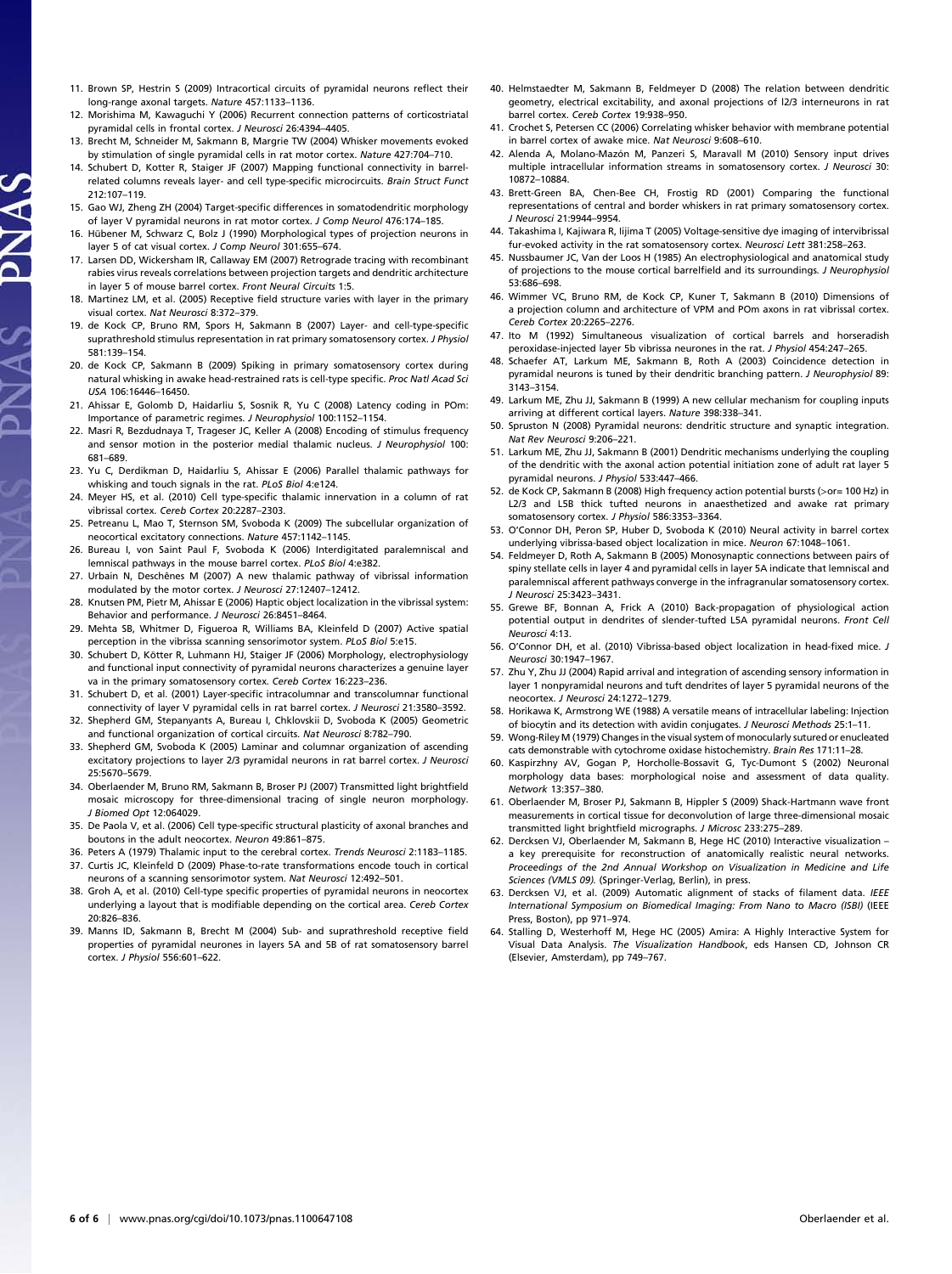11. Brown SP, Hestrin S (2009) Intracortical circuits of pyramidal neurons reflect their long-range axonal targets. *Nature* 457:1133–1136.
12. Morishima M, Kawaguchi Y (2006) Recurrent connection patterns of corticostriatal pyramidal cells in frontal cortex. *J Neurosci* 26:4394–4405.
13. Brecht M, Schneider M, Sakmann B, Margrie TW (2004) Whisker movements evoked by stimulation of single pyramidal cells in rat motor cortex. *Nature* 427:704–710.
14. Schubert D, Kotter R, Staiger JF (2007) Mapping functional connectivity in barrel-related columns reveals layer- and cell type-specific microcircuits. *Brain Struct Funct* 212:107–119.
15. Gao WJ, Zheng ZH (2004) Target-specific differences in somatodendritic morphology of layer V pyramidal neurons in rat motor cortex. *J Comp Neurol* 476:174–185.
16. Hübener M, Schwarz C, Bolz J (1990) Morphological types of projection neurons in layer 5 of cat visual cortex. *J Comp Neurol* 301:655–674.
17. Larsen DD, Wickersham IR, Callaway EM (2007) Retrograde tracing with recombinant rabies virus reveals correlations between projection targets and dendritic architecture in layer 5 of mouse barrel cortex. *Front Neural Circuits* 1:5.
18. Martinez LM, et al. (2005) Receptive field structure varies with layer in the primary visual cortex. *Nat Neurosci* 8:372–379.
19. de Kock CP, Bruno RM, Spors H, Sakmann B (2007) Layer- and cell-type-specific suprathreshold stimulus representation in rat primary somatosensory cortex. *J Physiol* 581:139–154.
20. de Kock CP, Sakmann B (2009) Spiking in primary somatosensory cortex during natural whisking in awake head-restrained rats is cell-type specific. *Proc Natl Acad Sci USA* 106:16446–16450.
21. Ahissar E, Golomb D, Haidarliu S, Sosnik R, Yu C (2008) Latency coding in POm: Importance of parametric regimes. *J Neurophysiol* 100:1152–1154.
22. Masri R, Bezdudnaya T, Trageser JC, Keller A (2008) Encoding of stimulus frequency and sensor motion in the posterior medial thalamic nucleus. *J Neurophysiol* 100: 681–689.
23. Yu C, Derdikman D, Haidarliu S, Ahissar E (2006) Parallel thalamic pathways for whisking and touch signals in the rat. *PLoS Biol* 4:e124.
24. Meyer HS, et al. (2010) Cell type-specific thalamic innervation in a column of rat vibrissal cortex. *Cereb Cortex* 20:2287–2303.
25. Petreanu L, Mao T, Sternson SM, Svoboda K (2009) The subcellular organization of neocortical excitatory connections. *Nature* 457:1142–1145.
26. Bureau I, von Saint Paul F, Svoboda K (2006) Interdigitated paralemniscal and lemniscal pathways in the mouse barrel cortex. *PLoS Biol* 4:e382.
27. Urbain N, Deschênes M (2007) A new thalamic pathway of vibrissal information modulated by the motor cortex. *J Neurosci* 27:12407–12412.
28. Knutsen PM, Pietr M, Ahissar E (2006) Haptic object localization in the vibrissal system: Behavior and performance. *J Neurosci* 26:8451–8464.
29. Mehta SB, Whitmer D, Figueroa R, Williams BA, Kleinfeld D (2007) Active spatial perception in the vibrissa scanning sensorimotor system. *PLoS Biol* 5:e15.
30. Schubert D, Kötter R, Luhmann HJ, Staiger JF (2006) Morphology, electrophysiology and functional input connectivity of pyramidal neurons characterizes a genuine layer va in the primary somatosensory cortex. *Cereb Cortex* 16:223–236.
31. Schubert D, et al. (2001) Layer-specific intracolumnar and transcolumnar functional connectivity of layer V pyramidal cells in rat barrel cortex. *J Neurosci* 21:3580–3592.
32. Shepherd GM, Stepanyants A, Bureau I, Chklovskii D, Svoboda K (2005) Geometric and functional organization of cortical circuits. *Nat Neurosci* 8:782–790.
33. Shepherd GM, Svoboda K (2005) Laminar and columnar organization of ascending excitatory projections to layer 2/3 pyramidal neurons in rat barrel cortex. *J Neurosci* 25:5670–5679.
34. Oberlaender M, Bruno RM, Sakmann B, Broser PJ (2007) Transmitted light brightfield mosaic microscopy for three-dimensional tracing of single neuron morphology. *J Biomed Opt* 12:064029.
35. De Paola V, et al. (2006) Cell type-specific structural plasticity of axonal branches and boutons in the adult neocortex. *Neuron* 49:861–875.
36. Peters A (1979) Thalamic input to the cerebral cortex. *Trends Neurosci* 2:1183–1185.
37. Curtis JC, Kleinfeld D (2009) Phase-to-rate transformations encode touch in cortical neurons of a scanning sensorimotor system. *Nat Neurosci* 12:492–501.
38. Groh A, et al. (2010) Cell-type specific properties of pyramidal neurons in neocortex underlying a layout that is modifiable depending on the cortical area. *Cereb Cortex* 20:826–836.
39. Manns ID, Sakmann B, Brecht M (2004) Sub- and suprathreshold receptive field properties of pyramidal neurones in layers 5A and 5B of rat somatosensory barrel cortex. *J Physiol* 556:601–622.
40. Helmstaedter M, Sakmann B, Feldmeyer D (2008) The relation between dendritic geometry, electrical excitability, and axonal projections of l2/3 interneurons in rat barrel cortex. *Cereb Cortex* 19:938–950.
41. Crochet S, Petersen CC (2006) Correlating whisker behavior with membrane potential in barrel cortex of awake mice. *Nat Neurosci* 9:608–610.
42. Alenda A, Molano-Mazón M, Panzeri S, Maravall M (2010) Sensory input drives multiple intracellular information streams in somatosensory cortex. *J Neurosci* 30: 10872–10884.
43. Brett-Green BA, Chen-Bee CH, Frostig RD (2001) Comparing the functional representations of central and border whiskers in rat primary somatosensory cortex. *J Neurosci* 21:9944–9954.
44. Takashima I, Kajiwara R, Iijima T (2005) Voltage-sensitive dye imaging of intervibrissal fur-evoked activity in the rat somatosensory cortex. *Neurosci Lett* 381:258–263.
45. Nussbaumer JC, Van der Loos H (1985) An electrophysiological and anatomical study of projections to the mouse cortical barrelfield and its surroundings. *J Neurophysiol* 53:686–698.
46. Wimmer VC, Bruno RM, de Kock CP, Kuner T, Sakmann B (2010) Dimensions of a projection column and architecture of VPM and POm axons in rat vibrissal cortex. *Cereb Cortex* 20:2265–2276.
47. Ito M (1992) Simultaneous visualization of cortical barrels and horseradish peroxidase-injected layer 5b vibrissa neurones in the rat. *J Physiol* 454:247–265.
48. Schaefer AT, Larkum ME, Sakmann B, Roth A (2003) Coincidence detection in pyramidal neurons is tuned by their dendritic branching pattern. *J Neurophysiol* 89: 3143–3154.
49. Larkum ME, Zhu JJ, Sakmann B (1999) A new cellular mechanism for coupling inputs arriving at different cortical layers. *Nature* 398:338–341.
50. Spruston N (2008) Pyramidal neurons: dendritic structure and synaptic integration. *Nat Rev Neurosci* 9:206–221.
51. Larkum ME, Zhu JJ, Sakmann B (2001) Dendritic mechanisms underlying the coupling of the dendritic with the axonal action potential initiation zone of adult rat layer 5 pyramidal neurons. *J Physiol* 533:447–466.
52. de Kock CP, Sakmann B (2008) High frequency action potential bursts (>or= 100 Hz) in L2/3 and L5B thick tufted neurons in anaesthetized and awake rat primary somatosensory cortex. *J Physiol* 586:3353–3364.
53. O'Connor DH, Peron SP, Huber D, Svoboda K (2010) Neural activity in barrel cortex underlying vibrissa-based object localization in mice. *Neuron* 67:1048–1061.
54. Feldmeyer D, Roth A, Sakmann B (2005) Monosynaptic connections between pairs of spiny stellate cells in layer 4 and pyramidal cells in layer 5A indicate that lemniscal and paralemniscal afferent pathways converge in the infragranular somatosensory cortex. *J Neurosci* 25:3423–3431.
55. Grewe BF, Bonnan A, Frick A (2010) Back-propagation of physiological action potential output in dendrites of slender-tufted L5A pyramidal neurons. *Front Cell Neurosci* 4:13.
56. O'Connor DH, et al. (2010) Vibrissa-based object localization in head-fixed mice. *J Neurosci* 30:1947–1967.
57. Zhu Y, Zhu JJ (2004) Rapid arrival and integration of ascending sensory information in layer 1 nonpyramidal neurons and tuft dendrites of layer 5 pyramidal neurons of the neocortex. *J Neurosci* 24:1272–1279.
58. Horikawa K, Armstrong WE (1988) A versatile means of intracellular labeling: Injection of biocytin and its detection with avidin conjugates. *J Neurosci Methods* 25:1–11.
59. Wong-Riley M (1979) Changes in the visual system of monocularly sutured or enucleated cats demonstrable with cytochrome oxidase histochemistry. *Brain Res* 171:11–28.
60. Kaspirzhny AV, Gogan P, Horcholle-Bossavit G, Tyc-Dumont S (2002) Neuronal morphology data bases: morphological noise and assessment of data quality. *Network* 13:357–380.
61. Oberlaender M, Broser PJ, Sakmann B, Hippler S (2009) Shack-Hartmann wave front measurements in cortical tissue for deconvolution of large three-dimensional mosaic transmitted light brightfield micrographs. *J Microsc* 233:275–289.
62. Dercksen VJ, Oberlaender M, Sakmann B, Hege HC (2010) Interactive visualization – a key prerequisite for reconstruction of anatomically realistic neural networks. *Proceedings of the 2nd Annual Workshop on Visualization in Medicine and Life Sciences (VMLS 09).* (Springer-Verlag, Berlin), in press.
63. Dercksen VJ, et al. (2009) Automatic alignment of stacks of filament data. *IEEE International Symposium on Biomedical Imaging: From Nano to Macro (ISBI)* (IEEE Press, Boston), pp 971–974.
64. Stalling D, Westerhoff M, Hege HC (2005) Amira: A Highly Interactive System for Visual Data Analysis. *The Visualization Handbook*, eds Hansen CD, Johnson CR (Elsevier, Amsterdam), pp 749–767.